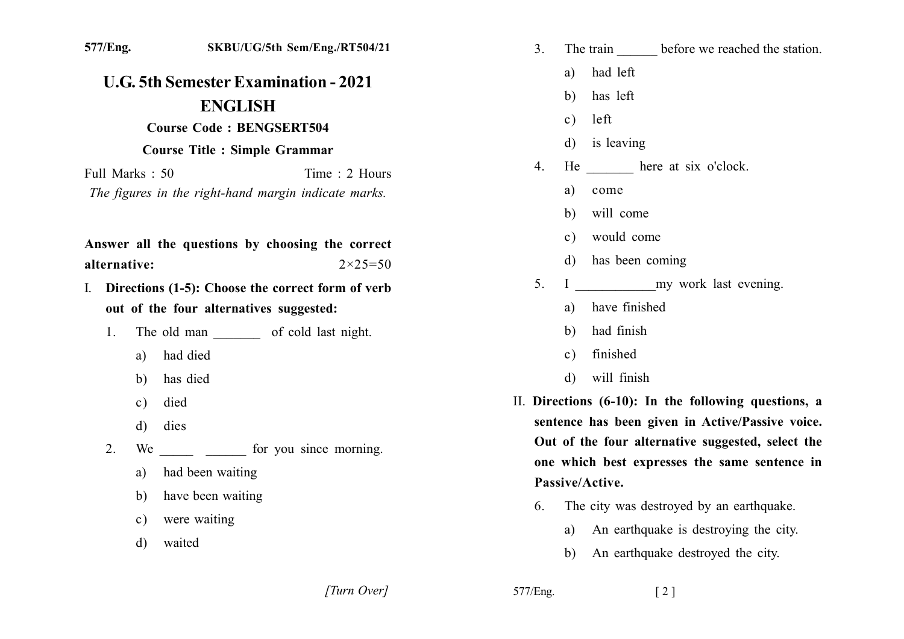577/Eng. SKBU/UG/5th Sem/Eng./RT504/21

# U.G. 5th Semester Examination - 2021

# ENGLISH

**Course Code : BENGSERT504**

**Course Title : Simple Grammar**

Full Marks : 50 Time : 2 Hours

*The figures in the right-hand margin indicate marks.*

**Answer all the questions by choosing the correct alternative:** 2×25=50

I. **Directions (1-5): Choose the correct form of verb out of the four alternatives suggested:**

1. The old man _______ of cold last night.
   a) had died
   b) has died
   c) died
   d) dies

2. We _____ ______ for you since morning.
   a) had been waiting
   b) have been waiting
   c) were waiting
   d) waited

3. The train ______ before we reached the station.
   a) had left
   b) has left
   c) left
   d) is leaving

4. He _______ here at six o'clock.
   a) come
   b) will come
   c) would come
   d) has been coming

5. I ____________my work last evening.
   a) have finished
   b) had finish
   c) finished
   d) will finish

II. **Directions (6-10): In the following questions, a sentence has been given in Active/Passive voice. Out of the four alternative suggested, select the one which best expresses the same sentence in Passive/Active.**

6. The city was destroyed by an earthquake.
   a) An earthquake is destroying the city.
   b) An earthquake destroyed the city.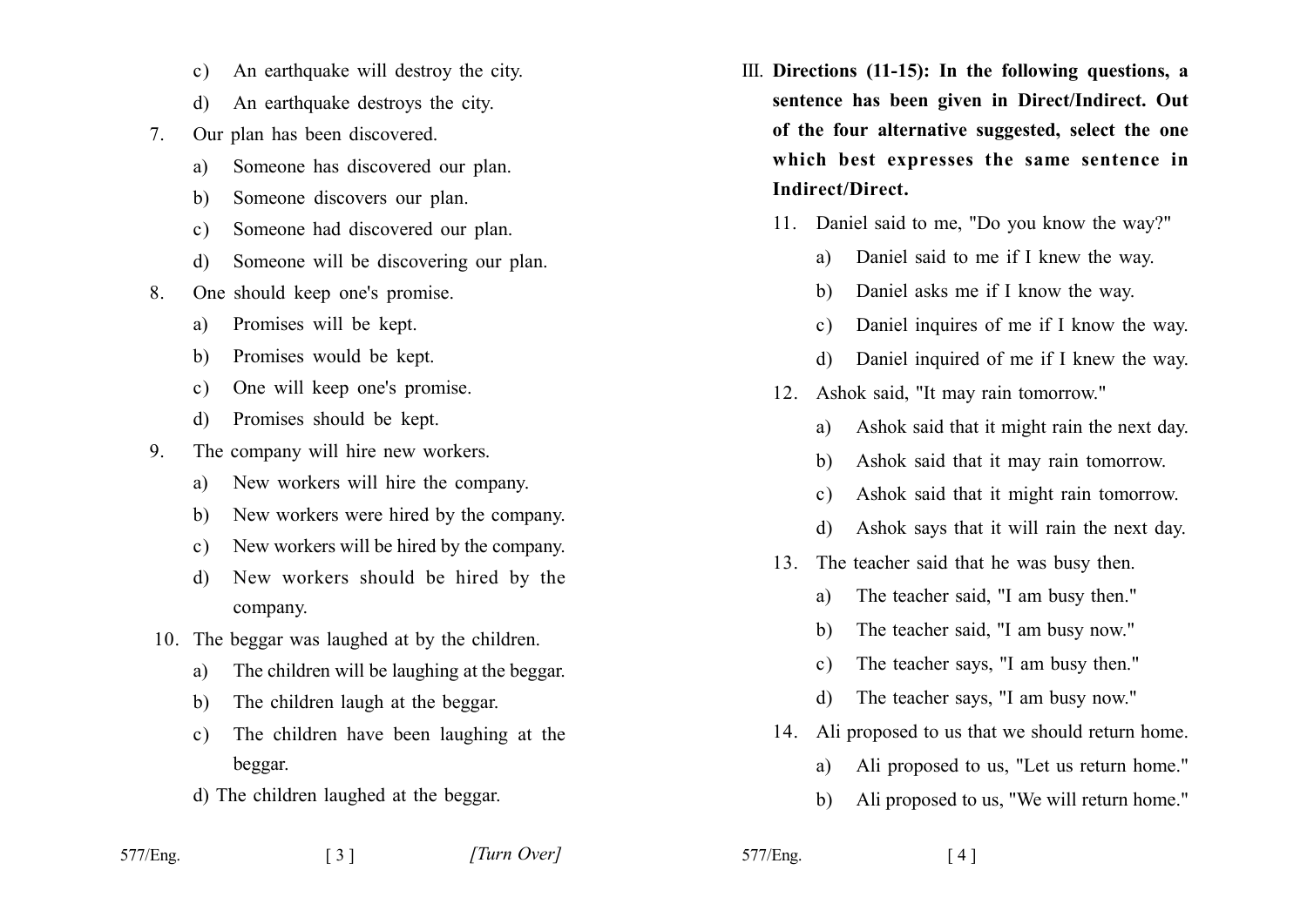c) An earthquake will destroy the city.

d) An earthquake destroys the city.

7. Our plan has been discovered.

   a) Someone has discovered our plan.

   b) Someone discovers our plan.

   c) Someone had discovered our plan.

   d) Someone will be discovering our plan.

8. One should keep one's promise.

   a) Promises will be kept.

   b) Promises would be kept.

   c) One will keep one's promise.

   d) Promises should be kept.

9. The company will hire new workers.

   a) New workers will hire the company.

   b) New workers were hired by the company.

   c) New workers will be hired by the company.

   d) New workers should be hired by the company.

10. The beggar was laughed at by the children.

   a) The children will be laughing at the beggar.

   b) The children laugh at the beggar.

   c) The children have been laughing at the beggar.

   d) The children laughed at the beggar.

III. **Directions (11-15): In the following questions, a sentence has been given in Direct/Indirect. Out of the four alternative suggested, select the one which best expresses the same sentence in Indirect/Direct.**

11. Daniel said to me, "Do you know the way?"

   a) Daniel said to me if I knew the way.

   b) Daniel asks me if I know the way.

   c) Daniel inquires of me if I know the way.

   d) Daniel inquired of me if I knew the way.

12. Ashok said, "It may rain tomorrow."

   a) Ashok said that it might rain the next day.

   b) Ashok said that it may rain tomorrow.

   c) Ashok said that it might rain tomorrow.

   d) Ashok says that it will rain the next day.

13. The teacher said that he was busy then.

   a) The teacher said, "I am busy then."

   b) The teacher said, "I am busy now."

   c) The teacher says, "I am busy then."

   d) The teacher says, "I am busy now."

14. Ali proposed to us that we should return home.

   a) Ali proposed to us, "Let us return home."

   b) Ali proposed to us, "We will return home."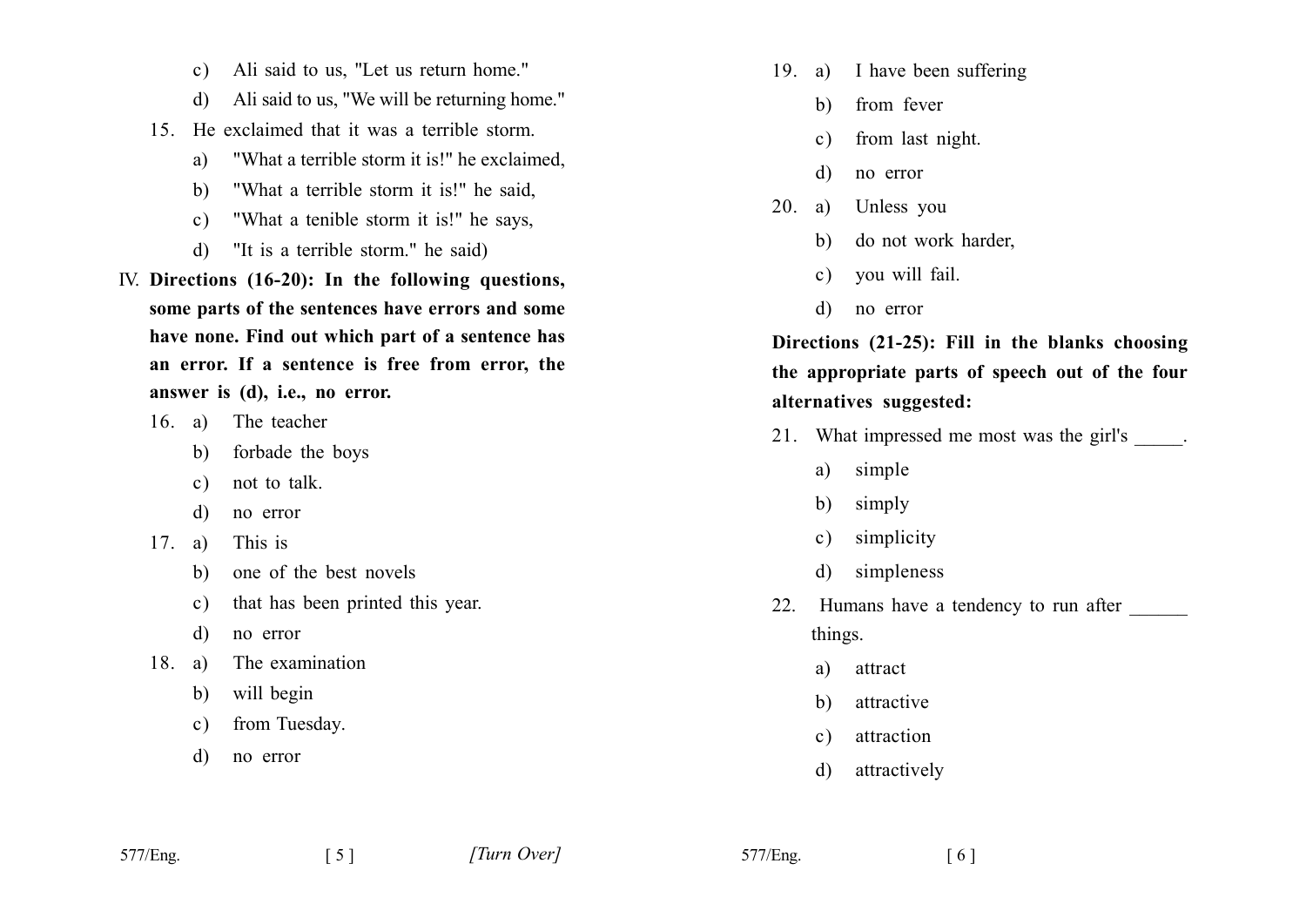c) Ali said to us, "Let us return home."

d) Ali said to us, "We will be returning home."

15. He exclaimed that it was a terrible storm.

a) "What a terrible storm it is!" he exclaimed,

b) "What a terrible storm it is!" he said,

c) "What a tenible storm it is!" he says,

d) "It is a terrible storm." he said)

IV. **Directions (16-20): In the following questions, some parts of the sentences have errors and some have none. Find out which part of a sentence has an error. If a sentence is free from error, the answer is (d), i.e., no error.**

16. a) The teacher

b) forbade the boys

c) not to talk.

d) no error

17. a) This is

b) one of the best novels

c) that has been printed this year.

d) no error

18. a) The examination

b) will begin

c) from Tuesday.

d) no error

19. a) I have been suffering

b) from fever

c) from last night.

d) no error

20. a) Unless you

b) do not work harder,

c) you will fail.

d) no error

**Directions (21-25): Fill in the blanks choosing the appropriate parts of speech out of the four alternatives suggested:**

21. What impressed me most was the girl's _____.

a) simple

b) simply

c) simplicity

d) simpleness

22. Humans have a tendency to run after ______ things.

a) attract

b) attractive

c) attraction

d) attractively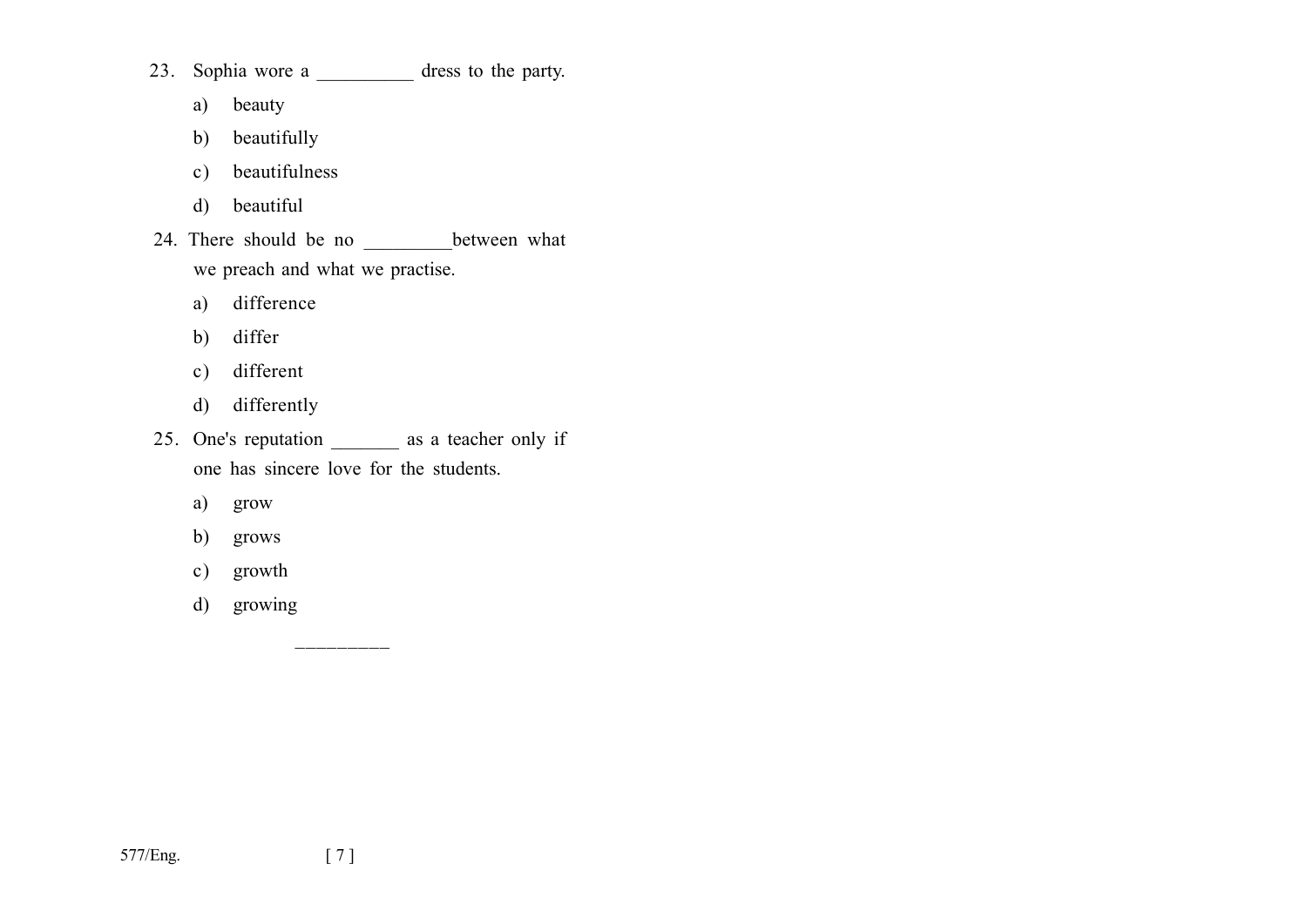23. Sophia wore a __________ dress to the party.

    a) beauty

    b) beautifully

    c) beautifulness

    d) beautiful

24. There should be no _________between what we preach and what we practise.

    a) difference

    b) differ

    c) different

    d) differently

25. One's reputation _______ as a teacher only if one has sincere love for the students.

    a) grow

    b) grows

    c) growth

    d) growing

_________

577/Eng.